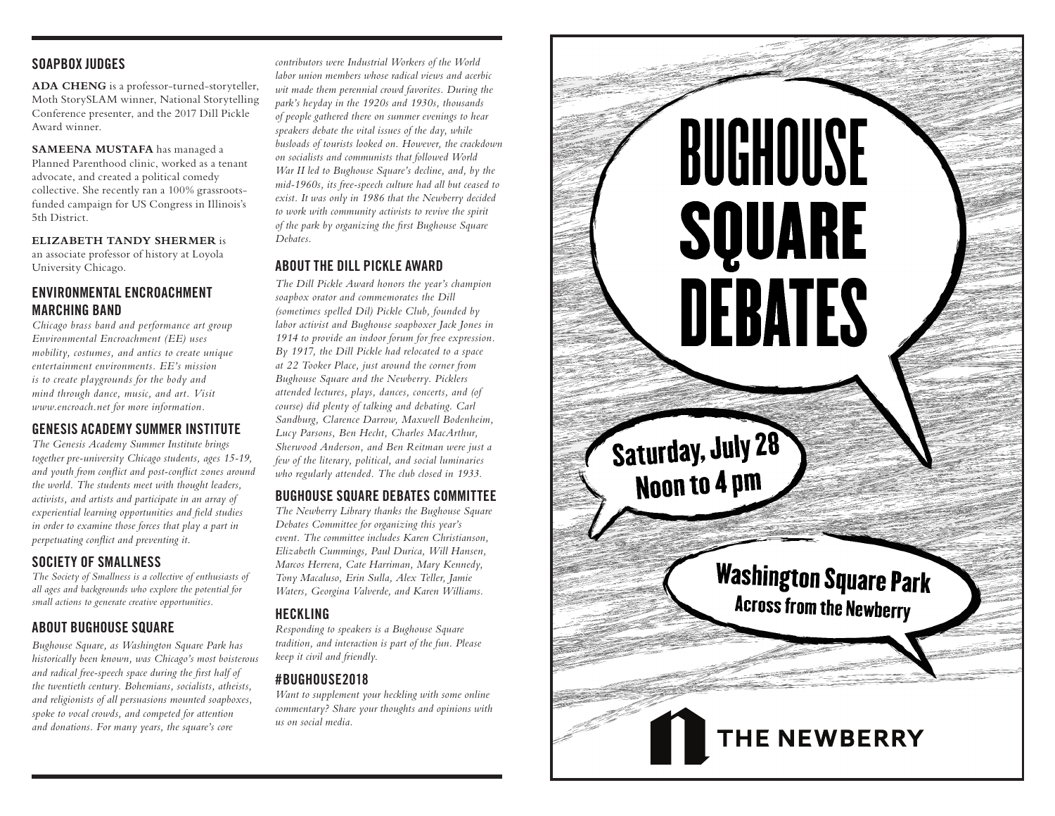## SOAPBOX JUDGES

**ADA CHENG** is a professor-turned-storyteller, Moth StorySLAM winner, National Storytelling Conference presenter, and the 2017 Dill Pickle Award winner.

**SAMEENA MUSTAFA** has managed a Planned Parenthood clinic, worked as a tenant advocate, and created a political comedy collective. She recently ran a 100% grassroots-funded campaign for US Congress in Illinois's 5th District.

**ELIZABETH TANDY SHERMER** is an associate professor of history at Loyola University Chicago.

## ENVIRONMENTAL ENCROACHMENT MARCHING BAND

*Chicago brass band and performance art group Environmental Encroachment (EE) uses mobility, costumes, and antics to create unique entertainment environments. EE's mission is to create playgrounds for the body and mind through dance, music, and art. Visit www.encroach.net for more information.*

## GENESIS ACADEMY SUMMER INSTITUTE

*The Genesis Academy Summer Institute brings together pre-university Chicago students, ages 15-19, and youth from conflict and post-conflict zones around the world. The students meet with thought leaders, activists, and artists and participate in an array of experiential learning opportunities and field studies in order to examine those forces that play a part in perpetuating conflict and preventing it.*

## SOCIETY OF SMALLNESS

*The Society of Smallness is a collective of enthusiasts of all ages and backgrounds who explore the potential for small actions to generate creative opportunities.*

## ABOUT BUGHOUSE SQUARE

*Bughouse Square, as Washington Square Park has historically been known, was Chicago's most boisterous and radical free-speech space during the first half of the twentieth century. Bohemians, socialists, atheists, and religionists of all persuasions mounted soapboxes, spoke to vocal crowds, and competed for attention and donations. For many years, the square's core contributors were Industrial Workers of the World labor union members whose radical views and acerbic wit made them perennial crowd favorites. During the park's heyday in the 1920s and 1930s, thousands of people gathered there on summer evenings to hear speakers debate the vital issues of the day, while busloads of tourists looked on. However, the crackdown on socialists and communists that followed World War II led to Bughouse Square's decline, and, by the mid-1960s, its free-speech culture had all but ceased to exist. It was only in 1986 that the Newberry decided to work with community activists to revive the spirit of the park by organizing the first Bughouse Square Debates.*

## ABOUT THE DILL PICKLE AWARD

*The Dill Pickle Award honors the year's champion soapbox orator and commemorates the Dill (sometimes spelled Dil) Pickle Club, founded by labor activist and Bughouse soapboxer Jack Jones in 1914 to provide an indoor forum for free expression. By 1917, the Dill Pickle had relocated to a space at 22 Tooker Place, just around the corner from Bughouse Square and the Newberry. Picklers attended lectures, plays, dances, concerts, and (of course) did plenty of talking and debating. Carl Sandburg, Clarence Darrow, Maxwell Bodenheim, Lucy Parsons, Ben Hecht, Charles MacArthur, Sherwood Anderson, and Ben Reitman were just a few of the literary, political, and social luminaries who regularly attended. The club closed in 1933.*

## BUGHOUSE SQUARE DEBATES COMMITTEE

*The Newberry Library thanks the Bughouse Square Debates Committee for organizing this year's event. The committee includes Karen Christianson, Elizabeth Cummings, Paul Durica, Will Hansen, Marcos Herrera, Cate Harriman, Mary Kennedy, Tony Macaluso, Erin Sulla, Alex Teller, Jamie Waters, Georgina Valverde, and Karen Williams.*

## HECKLING

*Responding to speakers is a Bughouse Square tradition, and interaction is part of the fun. Please keep it civil and friendly.*

## #BUGHOUSE2018

*Want to supplement your heckling with some online commentary? Share your thoughts and opinions with us on social media.*

# BUGHOUSE SQUARE DEBATES

**Saturday, July 28**
**Noon to 4 pm**

**Washington Square Park**
**Across from the Newberry**

THE NEWBERRY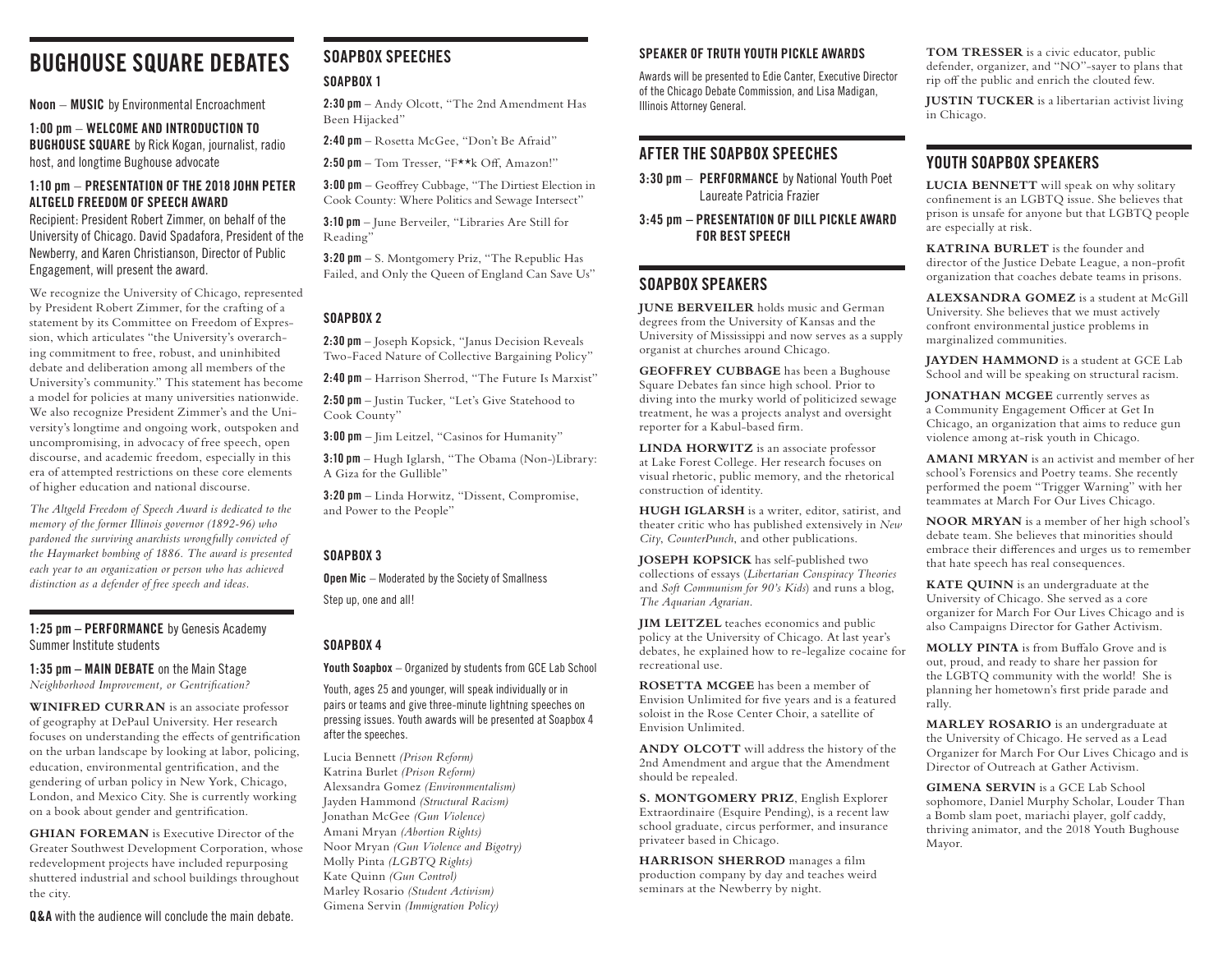# BUGHOUSE SQUARE DEBATES

**Noon** – **MUSIC** by Environmental Encroachment

**1:00 pm** – **WELCOME AND INTRODUCTION TO BUGHOUSE SQUARE** by Rick Kogan, journalist, radio host, and longtime Bughouse advocate

**1:10 pm** – **PRESENTATION OF THE 2018 JOHN PETER ALTGELD FREEDOM OF SPEECH AWARD**

Recipient: President Robert Zimmer, on behalf of the University of Chicago. David Spadafora, President of the Newberry, and Karen Christianson, Director of Public Engagement, will present the award.

We recognize the University of Chicago, represented by President Robert Zimmer, for the crafting of a statement by its Committee on Freedom of Expression, which articulates "the University's overarching commitment to free, robust, and uninhibited debate and deliberation among all members of the University's community." This statement has become a model for policies at many universities nationwide. We also recognize President Zimmer's and the University's longtime and ongoing work, outspoken and uncompromising, in advocacy of free speech, open discourse, and academic freedom, especially in this era of attempted restrictions on these core elements of higher education and national discourse.

*The Altgeld Freedom of Speech Award is dedicated to the memory of the former Illinois governor (1892-96) who pardoned the surviving anarchists wrongfully convicted of the Haymarket bombing of 1886. The award is presented each year to an organization or person who has achieved distinction as a defender of free speech and ideas.*

**1:25 pm** – **PERFORMANCE** by Genesis Academy Summer Institute students

**1:35 pm** – **MAIN DEBATE** on the Main Stage

*Neighborhood Improvement, or Gentrification?*

**WINIFRED CURRAN** is an associate professor of geography at DePaul University. Her research focuses on understanding the effects of gentrification on the urban landscape by looking at labor, policing, education, environmental gentrification, and the gendering of urban policy in New York, Chicago, London, and Mexico City. She is currently working on a book about gender and gentrification.

**GHIAN FOREMAN** is Executive Director of the Greater Southwest Development Corporation, whose redevelopment projects have included repurposing shuttered industrial and school buildings throughout the city.

**Q&A** with the audience will conclude the main debate.

## SOAPBOX SPEECHES

### SOAPBOX 1

**2:30 pm** – Andy Olcott, "The 2nd Amendment Has Been Hijacked"

**2:40 pm** – Rosetta McGee, "Don't Be Afraid"

**2:50 pm** – Tom Tresser, "F**k Off, Amazon!"

**3:00 pm** – Geoffrey Cubbage, "The Dirtiest Election in Cook County: Where Politics and Sewage Intersect"

**3:10 pm** – June Berveiler, "Libraries Are Still for Reading"

**3:20 pm** – S. Montgomery Priz, "The Republic Has Failed, and Only the Queen of England Can Save Us"

### SOAPBOX 2

**2:30 pm** – Joseph Kopsick, "Janus Decision Reveals Two-Faced Nature of Collective Bargaining Policy"

**2:40 pm** – Harrison Sherrod, "The Future Is Marxist"

**2:50 pm** – Justin Tucker, "Let's Give Statehood to Cook County"

**3:00 pm** – Jim Leitzel, "Casinos for Humanity"

**3:10 pm** – Hugh Iglarsh, "The Obama (Non-)Library: A Giza for the Gullible"

**3:20 pm** – Linda Horwitz, "Dissent, Compromise, and Power to the People"

### SOAPBOX 3

**Open Mic** – Moderated by the Society of Smallness

Step up, one and all!

### SOAPBOX 4

**Youth Soapbox** – Organized by students from GCE Lab School

Youth, ages 25 and younger, will speak individually or in pairs or teams and give three-minute lightning speeches on pressing issues. Youth awards will be presented at Soapbox 4 after the speeches.

Lucia Bennett *(Prison Reform)*
Katrina Burlet *(Prison Reform)*
Alexsandra Gomez *(Environmentalism)*
Jayden Hammond *(Structural Racism)*
Jonathan McGee *(Gun Violence)*
Amani Mryan *(Abortion Rights)*
Noor Mryan *(Gun Violence and Bigotry)*
Molly Pinta *(LGBTQ Rights)*
Kate Quinn *(Gun Control)*
Marley Rosario *(Student Activism)*
Gimena Servin *(Immigration Policy)*

### SPEAKER OF TRUTH YOUTH PICKLE AWARDS

Awards will be presented to Edie Canter, Executive Director of the Chicago Debate Commission, and Lisa Madigan, Illinois Attorney General.

## AFTER THE SOAPBOX SPEECHES

**3:30 pm** – **PERFORMANCE** by National Youth Poet Laureate Patricia Frazier

**3:45 pm** – **PRESENTATION OF DILL PICKLE AWARD FOR BEST SPEECH**

## SOAPBOX SPEAKERS

**JUNE BERVEILER** holds music and German degrees from the University of Kansas and the University of Mississippi and now serves as a supply organist at churches around Chicago.

**GEOFFREY CUBBAGE** has been a Bughouse Square Debates fan since high school. Prior to diving into the murky world of politicized sewage treatment, he was a projects analyst and oversight reporter for a Kabul-based firm.

**LINDA HORWITZ** is an associate professor at Lake Forest College. Her research focuses on visual rhetoric, public memory, and the rhetorical construction of identity.

**HUGH IGLARSH** is a writer, editor, satirist, and theater critic who has published extensively in *New City*, *CounterPunch*, and other publications.

**JOSEPH KOPSICK** has self-published two collections of essays (*Libertarian Conspiracy Theories* and *Soft Communism for 90's Kids*) and runs a blog, *The Aquarian Agrarian*.

**JIM LEITZEL** teaches economics and public policy at the University of Chicago. At last year's debates, he explained how to re-legalize cocaine for recreational use.

**ROSETTA MCGEE** has been a member of Envision Unlimited for five years and is a featured soloist in the Rose Center Choir, a satellite of Envision Unlimited.

**ANDY OLCOTT** will address the history of the 2nd Amendment and argue that the Amendment should be repealed.

**S. MONTGOMERY PRIZ**, English Explorer Extraordinaire (Esquire Pending), is a recent law school graduate, circus performer, and insurance privateer based in Chicago.

**HARRISON SHERROD** manages a film production company by day and teaches weird seminars at the Newberry by night.

**TOM TRESSER** is a civic educator, public defender, organizer, and "NO"-sayer to plans that rip off the public and enrich the clouted few.

**JUSTIN TUCKER** is a libertarian activist living in Chicago.

## YOUTH SOAPBOX SPEAKERS

**LUCIA BENNETT** will speak on why solitary confinement is an LGBTQ issue. She believes that prison is unsafe for anyone but that LGBTQ people are especially at risk.

**KATRINA BURLET** is the founder and director of the Justice Debate League, a non-profit organization that coaches debate teams in prisons.

**ALEXSANDRA GOMEZ** is a student at McGill University. She believes that we must actively confront environmental justice problems in marginalized communities.

**JAYDEN HAMMOND** is a student at GCE Lab School and will be speaking on structural racism.

**JONATHAN MCGEE** currently serves as a Community Engagement Officer at Get In Chicago, an organization that aims to reduce gun violence among at-risk youth in Chicago.

**AMANI MRYAN** is an activist and member of her school's Forensics and Poetry teams. She recently performed the poem "Trigger Warning" with her teammates at March For Our Lives Chicago.

**NOOR MRYAN** is a member of her high school's debate team. She believes that minorities should embrace their differences and urges us to remember that hate speech has real consequences.

**KATE QUINN** is an undergraduate at the University of Chicago. She served as a core organizer for March For Our Lives Chicago and is also Campaigns Director for Gather Activism.

**MOLLY PINTA** is from Buffalo Grove and is out, proud, and ready to share her passion for the LGBTQ community with the world! She is planning her hometown's first pride parade and rally.

**MARLEY ROSARIO** is an undergraduate at the University of Chicago. He served as a Lead Organizer for March For Our Lives Chicago and is Director of Outreach at Gather Activism.

**GIMENA SERVIN** is a GCE Lab School sophomore, Daniel Murphy Scholar, Louder Than a Bomb slam poet, mariachi player, golf caddy, thriving animator, and the 2018 Youth Bughouse Mayor.